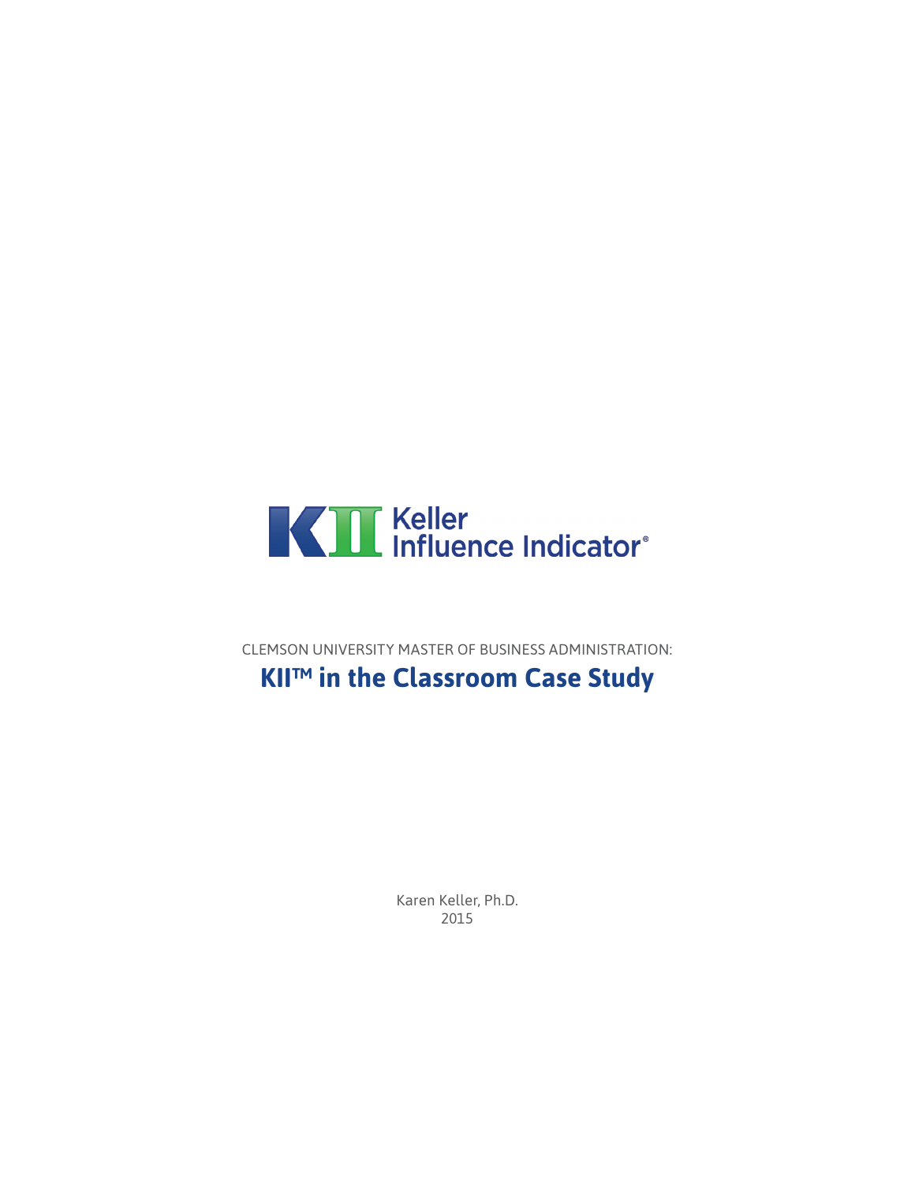Keller Influence Indicator®

CLEMSON UNIVERSITY MASTER OF BUSINESS ADMINISTRATION:

# KII™ in the Classroom Case Study

Karen Keller, Ph.D.
2015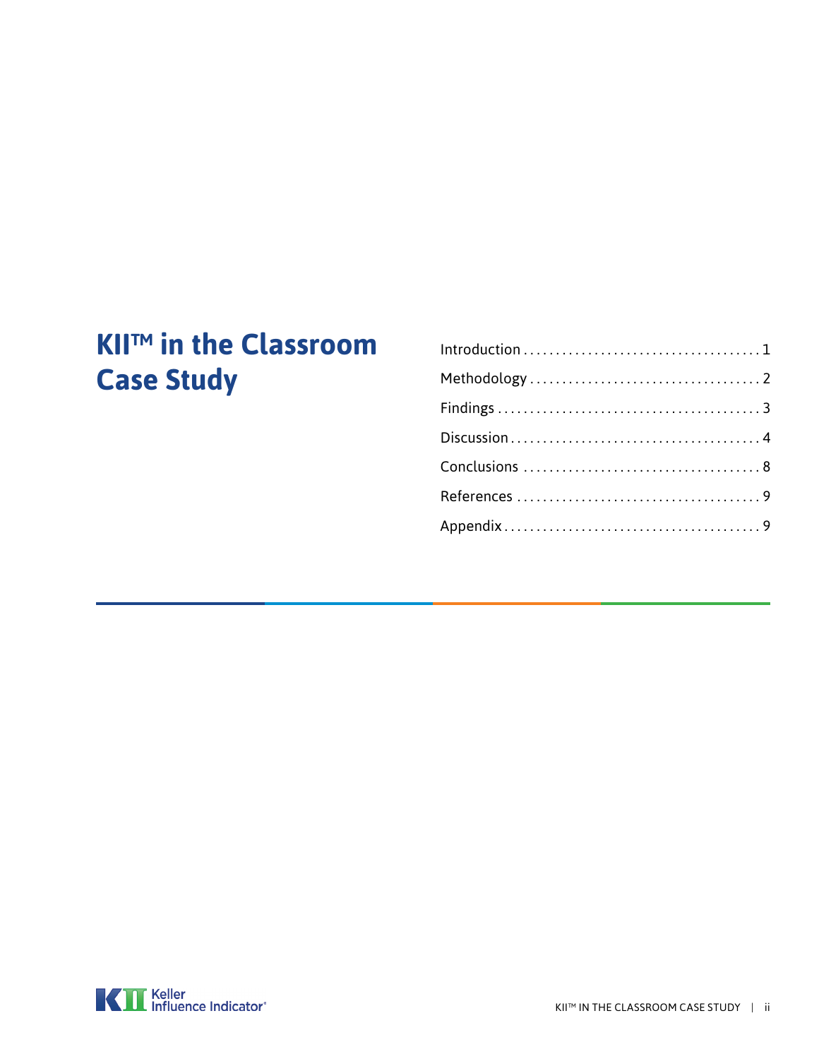# KII™ in the Classroom Case Study

Introduction . . . . . . . . . . . . . . . . . . . . . . . . . . . . . . . . . . . . 1

Methodology . . . . . . . . . . . . . . . . . . . . . . . . . . . . . . . . . . . 2

Findings . . . . . . . . . . . . . . . . . . . . . . . . . . . . . . . . . . . . . . . . 3

Discussion . . . . . . . . . . . . . . . . . . . . . . . . . . . . . . . . . . . . . 4

Conclusions . . . . . . . . . . . . . . . . . . . . . . . . . . . . . . . . . . . . 8

References . . . . . . . . . . . . . . . . . . . . . . . . . . . . . . . . . . . . . 9

Appendix . . . . . . . . . . . . . . . . . . . . . . . . . . . . . . . . . . . . . . . 9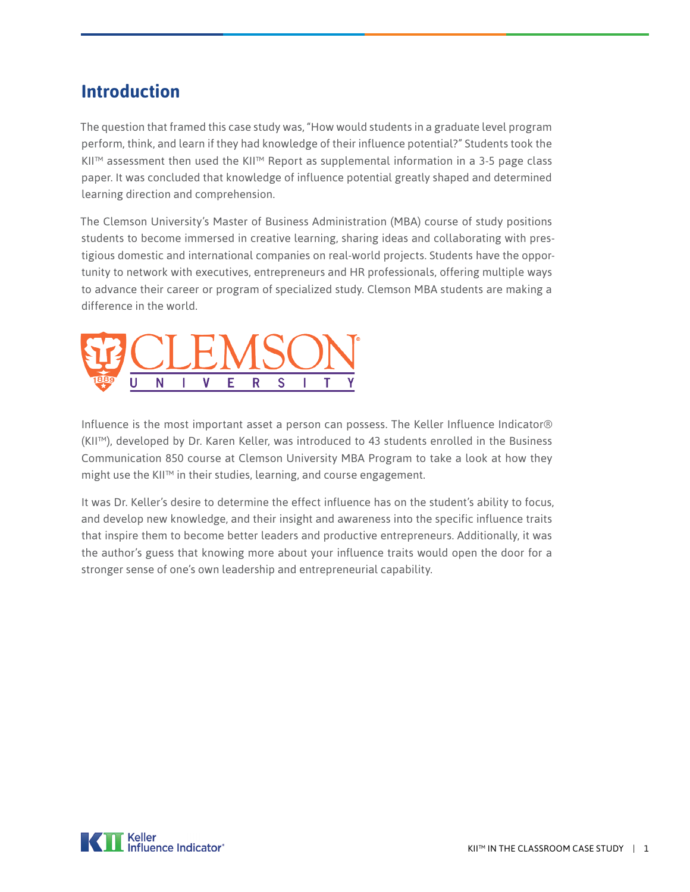## Introduction

The question that framed this case study was, "How would students in a graduate level program perform, think, and learn if they had knowledge of their influence potential?" Students took the KII™ assessment then used the KII™ Report as supplemental information in a 3-5 page class paper. It was concluded that knowledge of influence potential greatly shaped and determined learning direction and comprehension.

The Clemson University's Master of Business Administration (MBA) course of study positions students to become immersed in creative learning, sharing ideas and collaborating with prestigious domestic and international companies on real-world projects. Students have the opportunity to network with executives, entrepreneurs and HR professionals, offering multiple ways to advance their career or program of specialized study. Clemson MBA students are making a difference in the world.

Influence is the most important asset a person can possess. The Keller Influence Indicator® (KII™), developed by Dr. Karen Keller, was introduced to 43 students enrolled in the Business Communication 850 course at Clemson University MBA Program to take a look at how they might use the KII™ in their studies, learning, and course engagement.

It was Dr. Keller's desire to determine the effect influence has on the student's ability to focus, and develop new knowledge, and their insight and awareness into the specific influence traits that inspire them to become better leaders and productive entrepreneurs. Additionally, it was the author's guess that knowing more about your influence traits would open the door for a stronger sense of one's own leadership and entrepreneurial capability.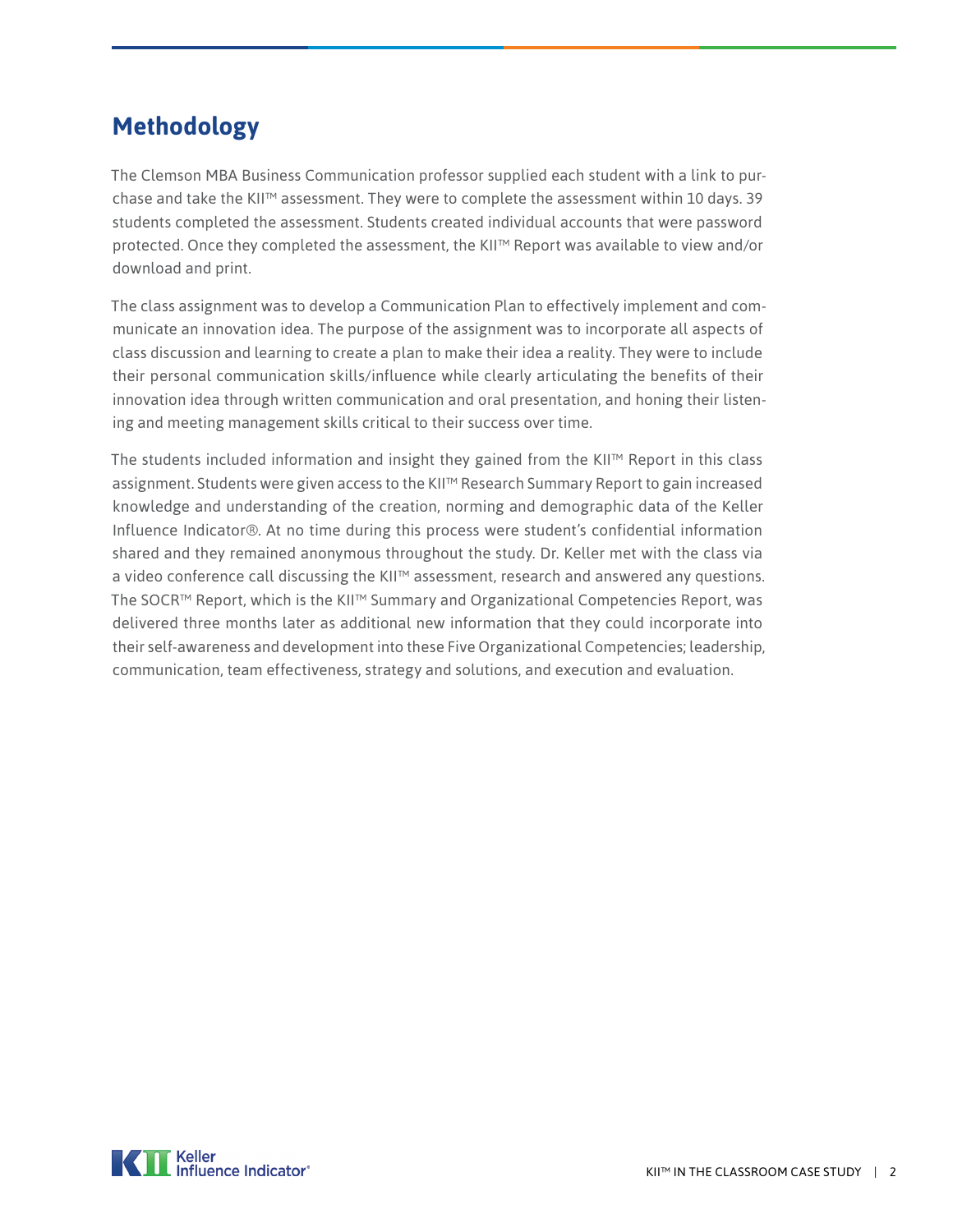## Methodology

The Clemson MBA Business Communication professor supplied each student with a link to purchase and take the KII™ assessment. They were to complete the assessment within 10 days. 39 students completed the assessment. Students created individual accounts that were password protected. Once they completed the assessment, the KII™ Report was available to view and/or download and print.

The class assignment was to develop a Communication Plan to effectively implement and communicate an innovation idea. The purpose of the assignment was to incorporate all aspects of class discussion and learning to create a plan to make their idea a reality. They were to include their personal communication skills/influence while clearly articulating the benefits of their innovation idea through written communication and oral presentation, and honing their listening and meeting management skills critical to their success over time.

The students included information and insight they gained from the KII™ Report in this class assignment. Students were given access to the KII™ Research Summary Report to gain increased knowledge and understanding of the creation, norming and demographic data of the Keller Influence Indicator®. At no time during this process were student's confidential information shared and they remained anonymous throughout the study. Dr. Keller met with the class via a video conference call discussing the KII™ assessment, research and answered any questions. The SOCR™ Report, which is the KII™ Summary and Organizational Competencies Report, was delivered three months later as additional new information that they could incorporate into their self-awareness and development into these Five Organizational Competencies; leadership, communication, team effectiveness, strategy and solutions, and execution and evaluation.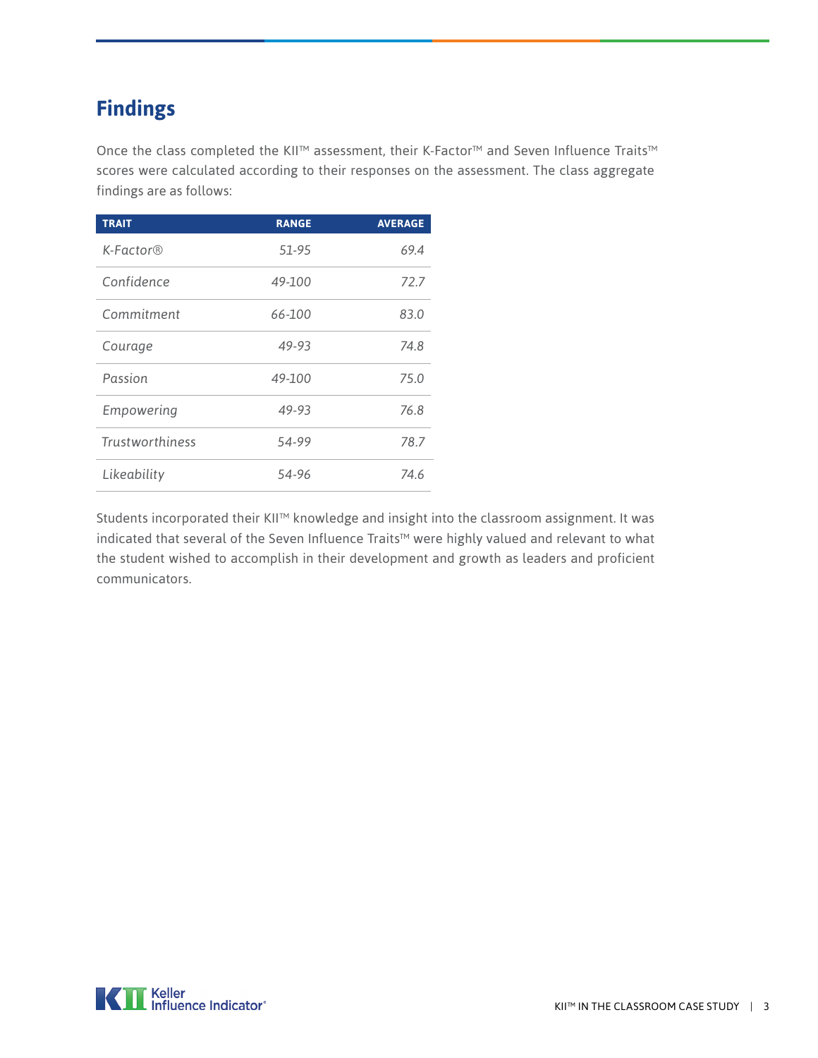## Findings

Once the class completed the KII™ assessment, their K-Factor™ and Seven Influence Traits™ scores were calculated according to their responses on the assessment. The class aggregate findings are as follows:

| TRAIT | RANGE | AVERAGE |
|---|---|---|
| *K-Factor®* | *51-95* | *69.4* |
| *Confidence* | *49-100* | *72.7* |
| *Commitment* | *66-100* | *83.0* |
| *Courage* | *49-93* | *74.8* |
| *Passion* | *49-100* | *75.0* |
| *Empowering* | *49-93* | *76.8* |
| *Trustworthiness* | *54-99* | *78.7* |
| *Likeability* | *54-96* | *74.6* |

Students incorporated their KII™ knowledge and insight into the classroom assignment. It was indicated that several of the Seven Influence Traits™ were highly valued and relevant to what the student wished to accomplish in their development and growth as leaders and proficient communicators.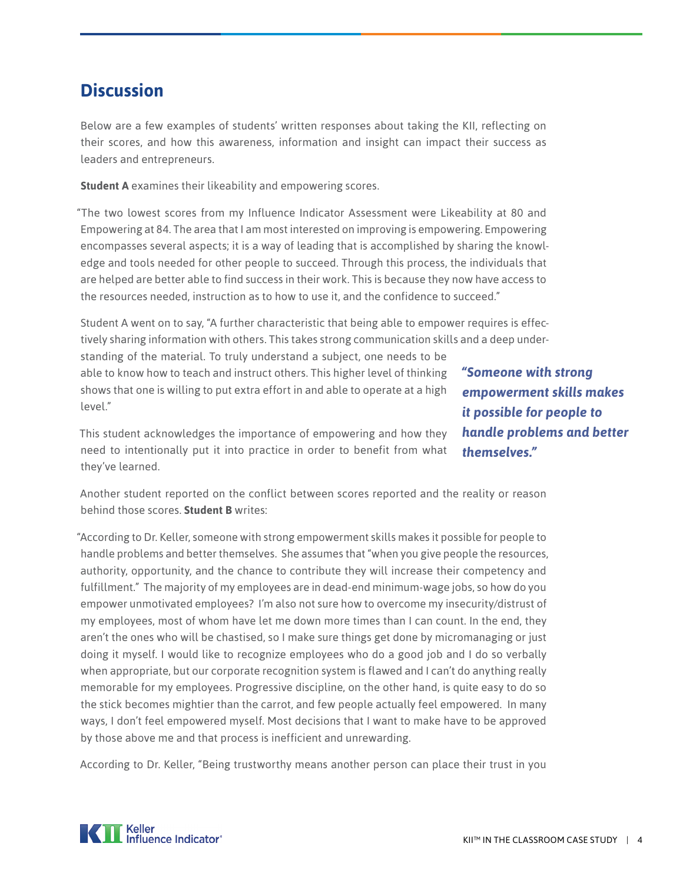## Discussion

Below are a few examples of students' written responses about taking the KII, reflecting on their scores, and how this awareness, information and insight can impact their success as leaders and entrepreneurs.

**Student A** examines their likeability and empowering scores.

"The two lowest scores from my Influence Indicator Assessment were Likeability at 80 and Empowering at 84. The area that I am most interested on improving is empowering. Empowering encompasses several aspects; it is a way of leading that is accomplished by sharing the knowledge and tools needed for other people to succeed. Through this process, the individuals that are helped are better able to find success in their work. This is because they now have access to the resources needed, instruction as to how to use it, and the confidence to succeed."

Student A went on to say, "A further characteristic that being able to empower requires is effectively sharing information with others. This takes strong communication skills and a deep understanding of the material. To truly understand a subject, one needs to be able to know how to teach and instruct others. This higher level of thinking shows that one is willing to put extra effort in and able to operate at a high level."

This student acknowledges the importance of empowering and how they need to intentionally put it into practice in order to benefit from what they've learned.

***"Someone with strong empowerment skills makes it possible for people to handle problems and better themselves."***

Another student reported on the conflict between scores reported and the reality or reason behind those scores. **Student B** writes:

"According to Dr. Keller, someone with strong empowerment skills makes it possible for people to handle problems and better themselves. She assumes that "when you give people the resources, authority, opportunity, and the chance to contribute they will increase their competency and fulfillment." The majority of my employees are in dead-end minimum-wage jobs, so how do you empower unmotivated employees? I'm also not sure how to overcome my insecurity/distrust of my employees, most of whom have let me down more times than I can count. In the end, they aren't the ones who will be chastised, so I make sure things get done by micromanaging or just doing it myself. I would like to recognize employees who do a good job and I do so verbally when appropriate, but our corporate recognition system is flawed and I can't do anything really memorable for my employees. Progressive discipline, on the other hand, is quite easy to do so the stick becomes mightier than the carrot, and few people actually feel empowered. In many ways, I don't feel empowered myself. Most decisions that I want to make have to be approved by those above me and that process is inefficient and unrewarding.

According to Dr. Keller, "Being trustworthy means another person can place their trust in you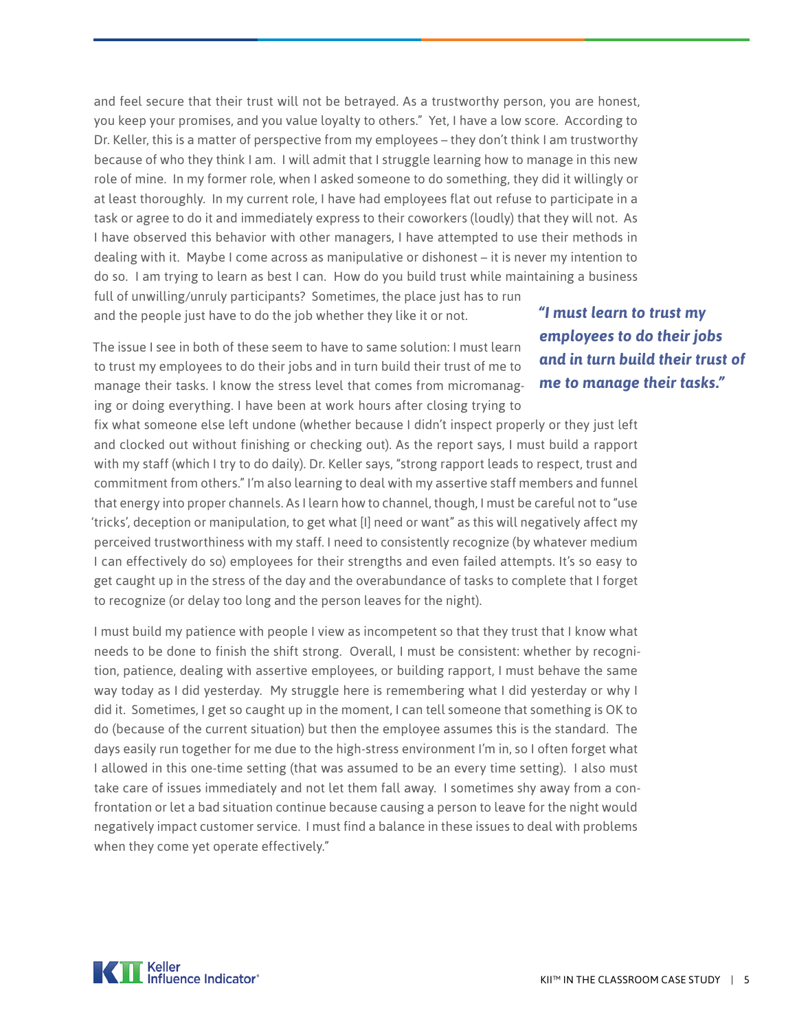and feel secure that their trust will not be betrayed. As a trustworthy person, you are honest, you keep your promises, and you value loyalty to others." Yet, I have a low score. According to Dr. Keller, this is a matter of perspective from my employees – they don't think I am trustworthy because of who they think I am. I will admit that I struggle learning how to manage in this new role of mine. In my former role, when I asked someone to do something, they did it willingly or at least thoroughly. In my current role, I have had employees flat out refuse to participate in a task or agree to do it and immediately express to their coworkers (loudly) that they will not. As I have observed this behavior with other managers, I have attempted to use their methods in dealing with it. Maybe I come across as manipulative or dishonest – it is never my intention to do so. I am trying to learn as best I can. How do you build trust while maintaining a business full of unwilling/unruly participants? Sometimes, the place just has to run and the people just have to do the job whether they like it or not.

***"I must learn to trust my employees to do their jobs and in turn build their trust of me to manage their tasks."***

The issue I see in both of these seem to have to same solution: I must learn to trust my employees to do their jobs and in turn build their trust of me to manage their tasks. I know the stress level that comes from micromanaging or doing everything. I have been at work hours after closing trying to fix what someone else left undone (whether because I didn't inspect properly or they just left and clocked out without finishing or checking out). As the report says, I must build a rapport with my staff (which I try to do daily). Dr. Keller says, "strong rapport leads to respect, trust and commitment from others." I'm also learning to deal with my assertive staff members and funnel that energy into proper channels. As I learn how to channel, though, I must be careful not to "use 'tricks', deception or manipulation, to get what [I] need or want" as this will negatively affect my perceived trustworthiness with my staff. I need to consistently recognize (by whatever medium I can effectively do so) employees for their strengths and even failed attempts. It's so easy to get caught up in the stress of the day and the overabundance of tasks to complete that I forget to recognize (or delay too long and the person leaves for the night).

I must build my patience with people I view as incompetent so that they trust that I know what needs to be done to finish the shift strong. Overall, I must be consistent: whether by recognition, patience, dealing with assertive employees, or building rapport, I must behave the same way today as I did yesterday. My struggle here is remembering what I did yesterday or why I did it. Sometimes, I get so caught up in the moment, I can tell someone that something is OK to do (because of the current situation) but then the employee assumes this is the standard. The days easily run together for me due to the high-stress environment I'm in, so I often forget what I allowed in this one-time setting (that was assumed to be an every time setting). I also must take care of issues immediately and not let them fall away. I sometimes shy away from a confrontation or let a bad situation continue because causing a person to leave for the night would negatively impact customer service. I must find a balance in these issues to deal with problems when they come yet operate effectively."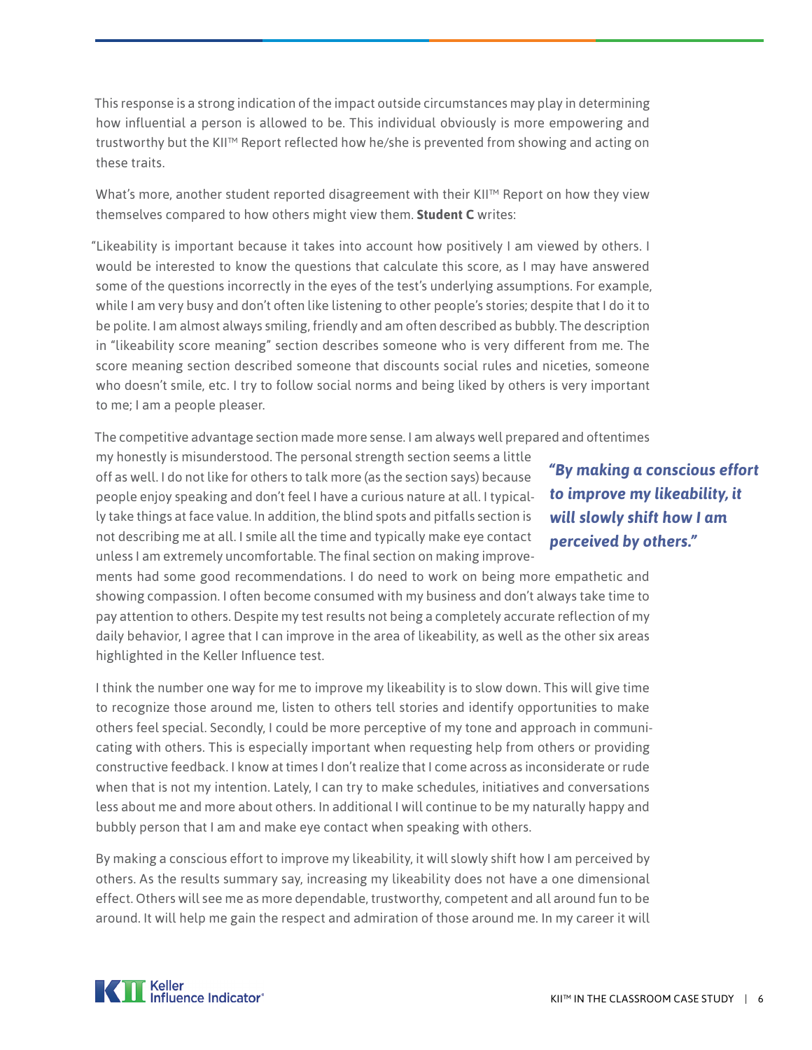This response is a strong indication of the impact outside circumstances may play in determining how influential a person is allowed to be. This individual obviously is more empowering and trustworthy but the KII™ Report reflected how he/she is prevented from showing and acting on these traits.

What's more, another student reported disagreement with their KII™ Report on how they view themselves compared to how others might view them. **Student C** writes:

"Likeability is important because it takes into account how positively I am viewed by others. I would be interested to know the questions that calculate this score, as I may have answered some of the questions incorrectly in the eyes of the test's underlying assumptions. For example, while I am very busy and don't often like listening to other people's stories; despite that I do it to be polite. I am almost always smiling, friendly and am often described as bubbly. The description in "likeability score meaning" section describes someone who is very different from me. The score meaning section described someone that discounts social rules and niceties, someone who doesn't smile, etc. I try to follow social norms and being liked by others is very important to me; I am a people pleaser.

The competitive advantage section made more sense. I am always well prepared and oftentimes my honestly is misunderstood. The personal strength section seems a little off as well. I do not like for others to talk more (as the section says) because people enjoy speaking and don't feel I have a curious nature at all. I typically take things at face value. In addition, the blind spots and pitfalls section is not describing me at all. I smile all the time and typically make eye contact unless I am extremely uncomfortable. The final section on making improvements had some good recommendations. I do need to work on being more empathetic and showing compassion. I often become consumed with my business and don't always take time to pay attention to others. Despite my test results not being a completely accurate reflection of my daily behavior, I agree that I can improve in the area of likeability, as well as the other six areas highlighted in the Keller Influence test.

***"By making a conscious effort to improve my likeability, it will slowly shift how I am perceived by others."***

I think the number one way for me to improve my likeability is to slow down. This will give time to recognize those around me, listen to others tell stories and identify opportunities to make others feel special. Secondly, I could be more perceptive of my tone and approach in communicating with others. This is especially important when requesting help from others or providing constructive feedback. I know at times I don't realize that I come across as inconsiderate or rude when that is not my intention. Lately, I can try to make schedules, initiatives and conversations less about me and more about others. In additional I will continue to be my naturally happy and bubbly person that I am and make eye contact when speaking with others.

By making a conscious effort to improve my likeability, it will slowly shift how I am perceived by others. As the results summary say, increasing my likeability does not have a one dimensional effect. Others will see me as more dependable, trustworthy, competent and all around fun to be around. It will help me gain the respect and admiration of those around me. In my career it will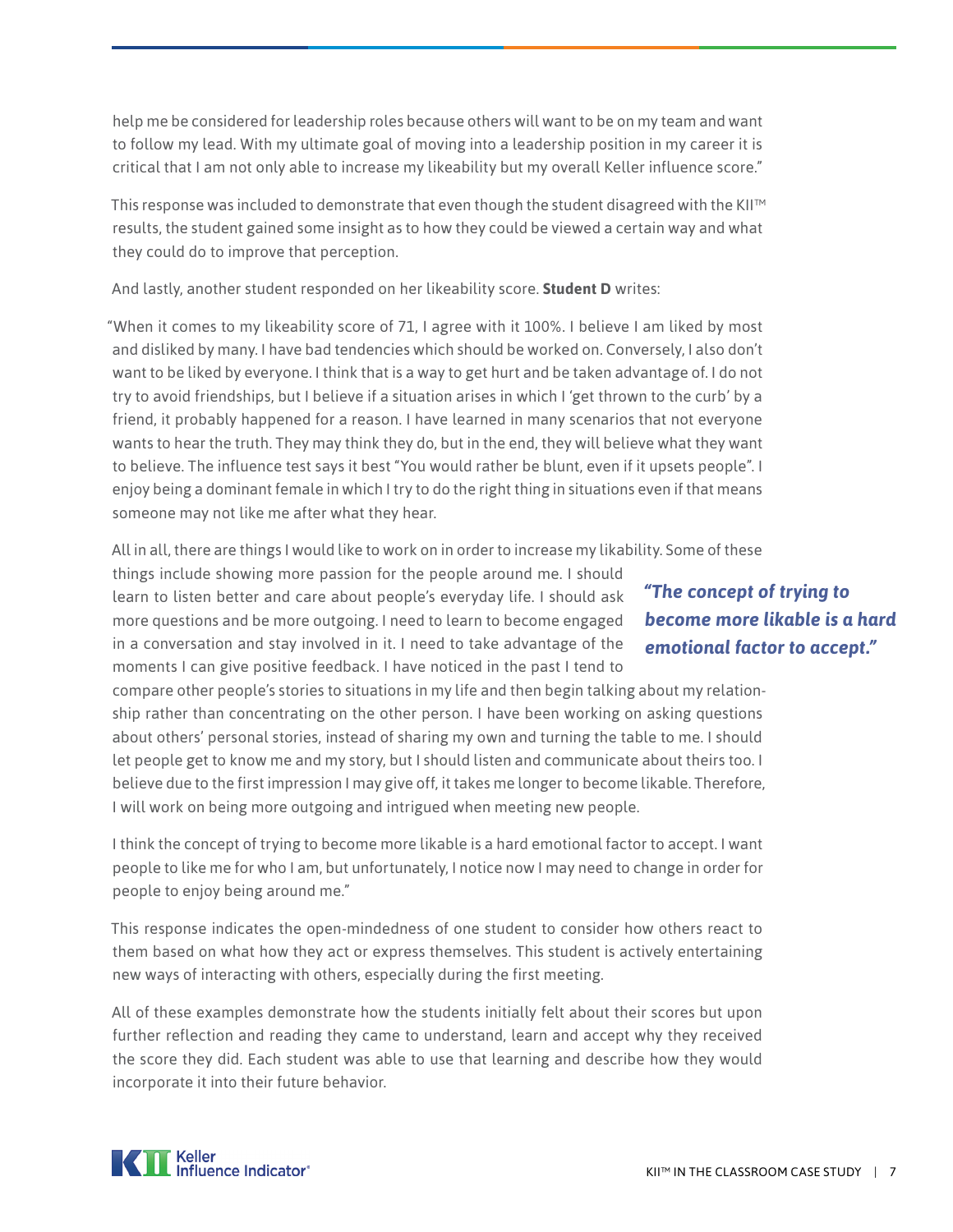help me be considered for leadership roles because others will want to be on my team and want to follow my lead. With my ultimate goal of moving into a leadership position in my career it is critical that I am not only able to increase my likeability but my overall Keller influence score."

This response was included to demonstrate that even though the student disagreed with the KII™ results, the student gained some insight as to how they could be viewed a certain way and what they could do to improve that perception.

And lastly, another student responded on her likeability score. **Student D** writes:

"When it comes to my likeability score of 71, I agree with it 100%. I believe I am liked by most and disliked by many. I have bad tendencies which should be worked on. Conversely, I also don't want to be liked by everyone. I think that is a way to get hurt and be taken advantage of. I do not try to avoid friendships, but I believe if a situation arises in which I 'get thrown to the curb' by a friend, it probably happened for a reason. I have learned in many scenarios that not everyone wants to hear the truth. They may think they do, but in the end, they will believe what they want to believe. The influence test says it best "You would rather be blunt, even if it upsets people". I enjoy being a dominant female in which I try to do the right thing in situations even if that means someone may not like me after what they hear.

All in all, there are things I would like to work on in order to increase my likability. Some of these things include showing more passion for the people around me. I should learn to listen better and care about people's everyday life. I should ask more questions and be more outgoing. I need to learn to become engaged in a conversation and stay involved in it. I need to take advantage of the moments I can give positive feedback. I have noticed in the past I tend to compare other people's stories to situations in my life and then begin talking about my relationship rather than concentrating on the other person. I have been working on asking questions about others' personal stories, instead of sharing my own and turning the table to me. I should let people get to know me and my story, but I should listen and communicate about theirs too. I believe due to the first impression I may give off, it takes me longer to become likable. Therefore, I will work on being more outgoing and intrigued when meeting new people.

***"The concept of trying to become more likable is a hard emotional factor to accept."***

I think the concept of trying to become more likable is a hard emotional factor to accept. I want people to like me for who I am, but unfortunately, I notice now I may need to change in order for people to enjoy being around me."

This response indicates the open-mindedness of one student to consider how others react to them based on what how they act or express themselves. This student is actively entertaining new ways of interacting with others, especially during the first meeting.

All of these examples demonstrate how the students initially felt about their scores but upon further reflection and reading they came to understand, learn and accept why they received the score they did. Each student was able to use that learning and describe how they would incorporate it into their future behavior.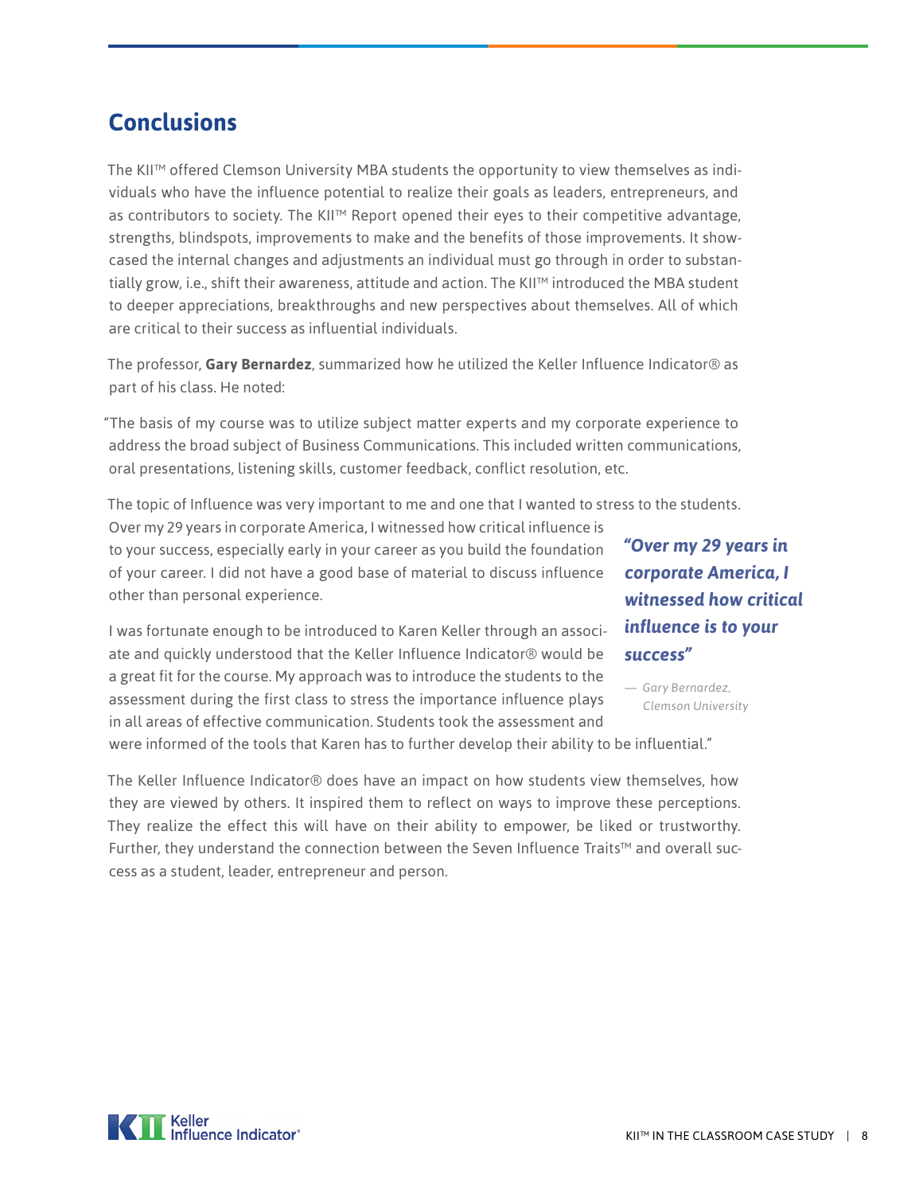## Conclusions

The KII™ offered Clemson University MBA students the opportunity to view themselves as individuals who have the influence potential to realize their goals as leaders, entrepreneurs, and as contributors to society. The KII™ Report opened their eyes to their competitive advantage, strengths, blindspots, improvements to make and the benefits of those improvements. It showcased the internal changes and adjustments an individual must go through in order to substantially grow, i.e., shift their awareness, attitude and action. The KII™ introduced the MBA student to deeper appreciations, breakthroughs and new perspectives about themselves. All of which are critical to their success as influential individuals.

The professor, **Gary Bernardez**, summarized how he utilized the Keller Influence Indicator® as part of his class. He noted:

"The basis of my course was to utilize subject matter experts and my corporate experience to address the broad subject of Business Communications. This included written communications, oral presentations, listening skills, customer feedback, conflict resolution, etc.

The topic of Influence was very important to me and one that I wanted to stress to the students. Over my 29 years in corporate America, I witnessed how critical influence is to your success, especially early in your career as you build the foundation of your career. I did not have a good base of material to discuss influence other than personal experience.

I was fortunate enough to be introduced to Karen Keller through an associate and quickly understood that the Keller Influence Indicator® would be a great fit for the course. My approach was to introduce the students to the assessment during the first class to stress the importance influence plays in all areas of effective communication. Students took the assessment and were informed of the tools that Karen has to further develop their ability to be influential."

> ***"Over my 29 years in corporate America, I witnessed how critical influence is to your success"***
>
> *— Gary Bernardez, Clemson University*

The Keller Influence Indicator® does have an impact on how students view themselves, how they are viewed by others. It inspired them to reflect on ways to improve these perceptions. They realize the effect this will have on their ability to empower, be liked or trustworthy. Further, they understand the connection between the Seven Influence Traits™ and overall success as a student, leader, entrepreneur and person.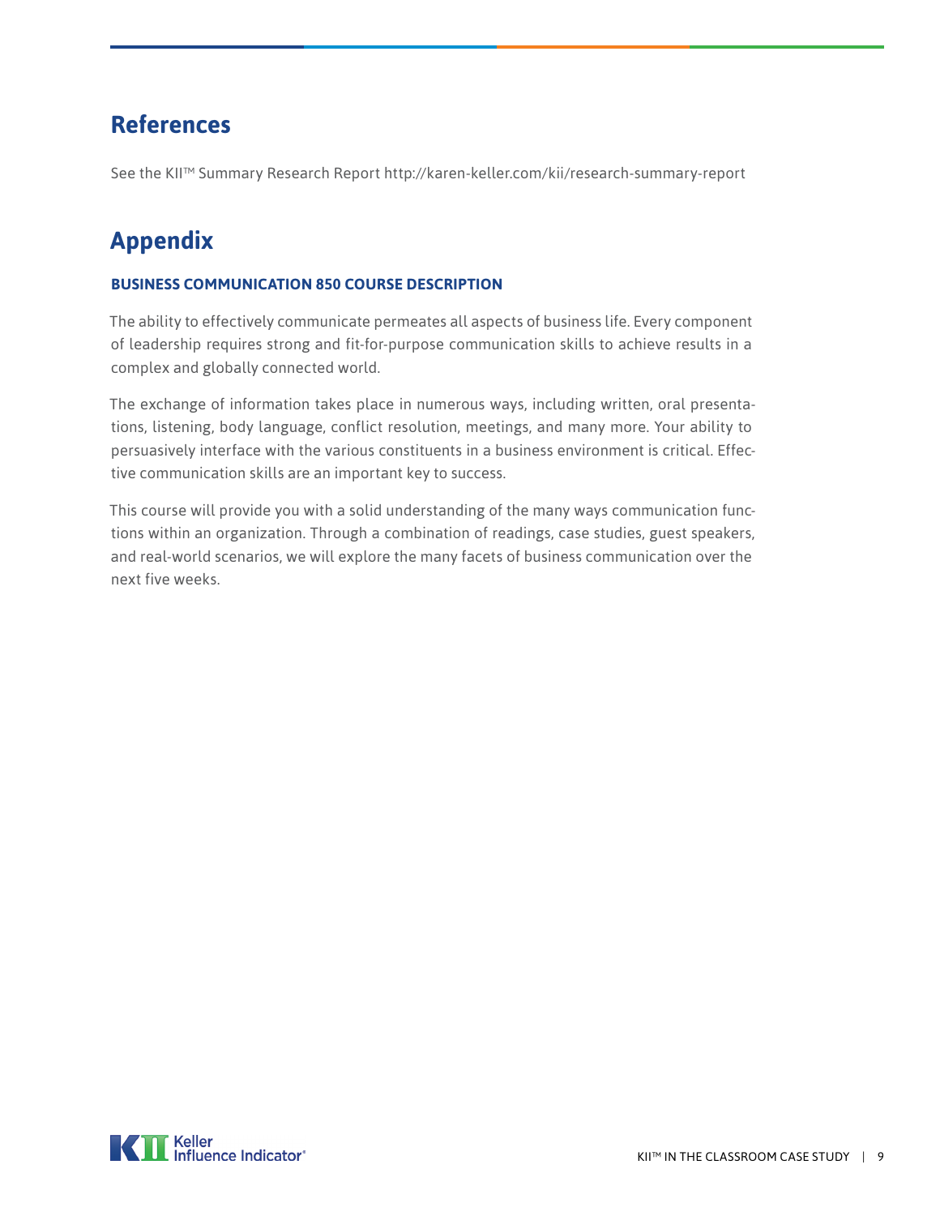## References

See the KII™ Summary Research Report http://karen-keller.com/kii/research-summary-report

## Appendix

### BUSINESS COMMUNICATION 850 COURSE DESCRIPTION

The ability to effectively communicate permeates all aspects of business life. Every component of leadership requires strong and fit-for-purpose communication skills to achieve results in a complex and globally connected world.

The exchange of information takes place in numerous ways, including written, oral presentations, listening, body language, conflict resolution, meetings, and many more. Your ability to persuasively interface with the various constituents in a business environment is critical. Effective communication skills are an important key to success.

This course will provide you with a solid understanding of the many ways communication functions within an organization. Through a combination of readings, case studies, guest speakers, and real-world scenarios, we will explore the many facets of business communication over the next five weeks.